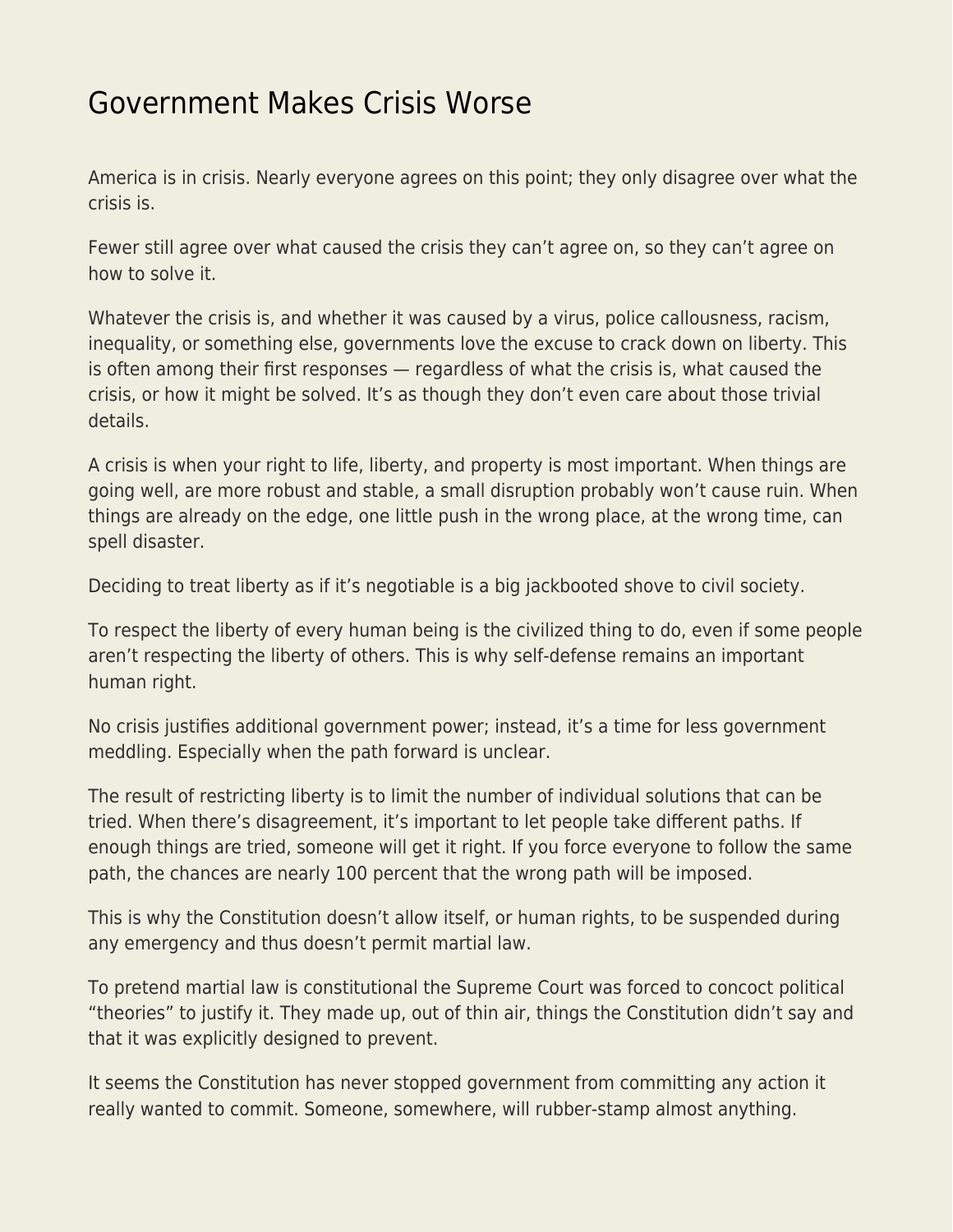# Government Makes Crisis Worse

America is in crisis. Nearly everyone agrees on this point; they only disagree over what the crisis is.

Fewer still agree over what caused the crisis they can't agree on, so they can't agree on how to solve it.

Whatever the crisis is, and whether it was caused by a virus, police callousness, racism, inequality, or something else, governments love the excuse to crack down on liberty. This is often among their first responses — regardless of what the crisis is, what caused the crisis, or how it might be solved. It's as though they don't even care about those trivial details.

A crisis is when your right to life, liberty, and property is most important. When things are going well, are more robust and stable, a small disruption probably won't cause ruin. When things are already on the edge, one little push in the wrong place, at the wrong time, can spell disaster.

Deciding to treat liberty as if it's negotiable is a big jackbooted shove to civil society.

To respect the liberty of every human being is the civilized thing to do, even if some people aren't respecting the liberty of others. This is why self-defense remains an important human right.

No crisis justifies additional government power; instead, it's a time for less government meddling. Especially when the path forward is unclear.

The result of restricting liberty is to limit the number of individual solutions that can be tried. When there's disagreement, it's important to let people take different paths. If enough things are tried, someone will get it right. If you force everyone to follow the same path, the chances are nearly 100 percent that the wrong path will be imposed.

This is why the Constitution doesn't allow itself, or human rights, to be suspended during any emergency and thus doesn't permit martial law.

To pretend martial law is constitutional the Supreme Court was forced to concoct political "theories" to justify it. They made up, out of thin air, things the Constitution didn't say and that it was explicitly designed to prevent.

It seems the Constitution has never stopped government from committing any action it really wanted to commit. Someone, somewhere, will rubber-stamp almost anything.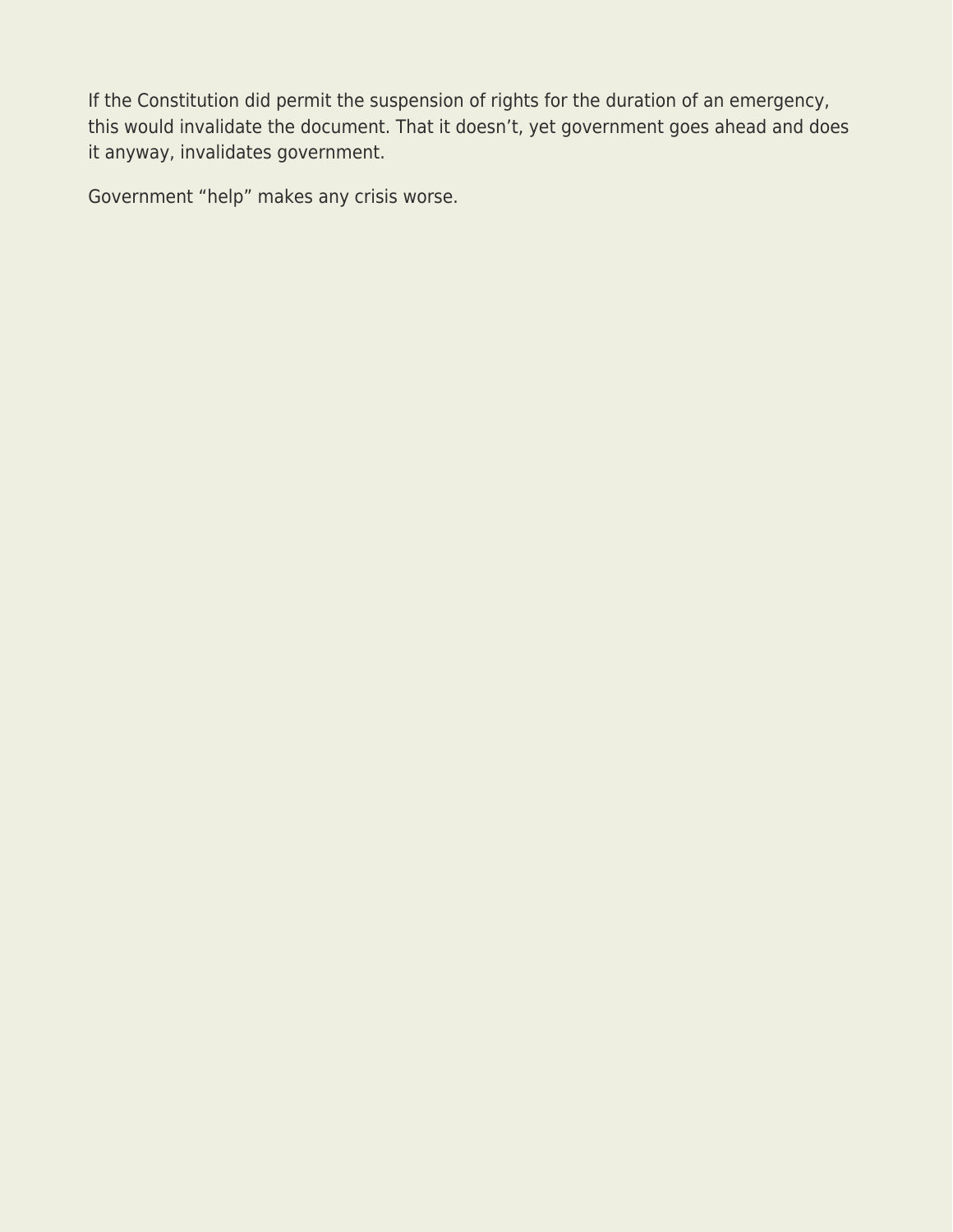If the Constitution did permit the suspension of rights for the duration of an emergency, this would invalidate the document. That it doesn't, yet government goes ahead and does it anyway, invalidates government.

Government "help" makes any crisis worse.